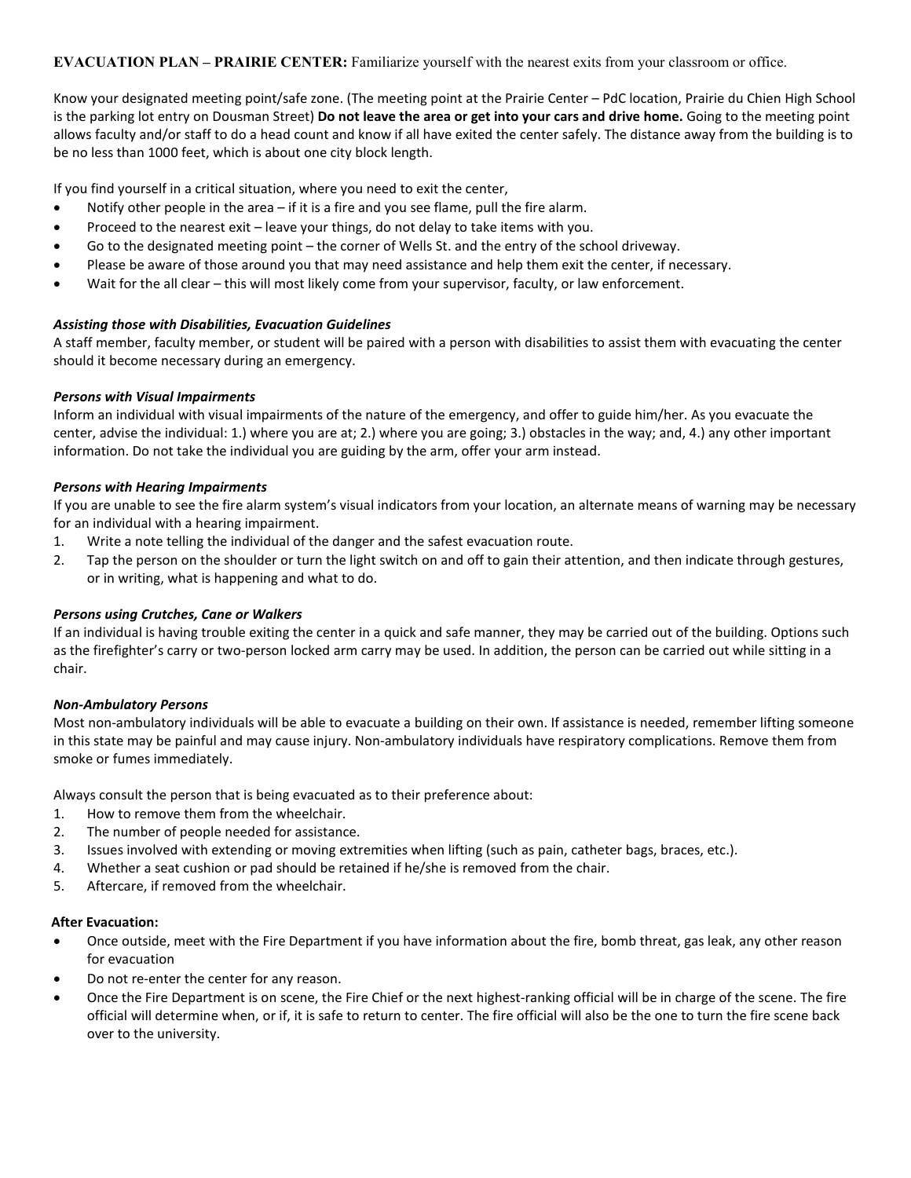**EVACUATION PLAN – PRAIRIE CENTER:** Familiarize yourself with the nearest exits from your classroom or office.

Know your designated meeting point/safe zone. (The meeting point at the Prairie Center – PdC location, Prairie du Chien High School is the parking lot entry on Dousman Street) **Do not leave the area or get into your cars and drive home.** Going to the meeting point allows faculty and/or staff to do a head count and know if all have exited the center safely. The distance away from the building is to be no less than 1000 feet, which is about one city block length.

If you find yourself in a critical situation, where you need to exit the center,

- Notify other people in the area – if it is a fire and you see flame, pull the fire alarm.
- Proceed to the nearest exit – leave your things, do not delay to take items with you.
- Go to the designated meeting point – the corner of Wells St. and the entry of the school driveway.
- Please be aware of those around you that may need assistance and help them exit the center, if necessary.
- Wait for the all clear – this will most likely come from your supervisor, faculty, or law enforcement.

***Assisting those with Disabilities, Evacuation Guidelines***

A staff member, faculty member, or student will be paired with a person with disabilities to assist them with evacuating the center should it become necessary during an emergency.

***Persons with Visual Impairments***

Inform an individual with visual impairments of the nature of the emergency, and offer to guide him/her. As you evacuate the center, advise the individual: 1.) where you are at; 2.) where you are going; 3.) obstacles in the way; and, 4.) any other important information. Do not take the individual you are guiding by the arm, offer your arm instead.

***Persons with Hearing Impairments***

If you are unable to see the fire alarm system's visual indicators from your location, an alternate means of warning may be necessary for an individual with a hearing impairment.

1. Write a note telling the individual of the danger and the safest evacuation route.
2. Tap the person on the shoulder or turn the light switch on and off to gain their attention, and then indicate through gestures, or in writing, what is happening and what to do.

***Persons using Crutches, Cane or Walkers***

If an individual is having trouble exiting the center in a quick and safe manner, they may be carried out of the building. Options such as the firefighter's carry or two-person locked arm carry may be used. In addition, the person can be carried out while sitting in a chair.

***Non-Ambulatory Persons***

Most non-ambulatory individuals will be able to evacuate a building on their own. If assistance is needed, remember lifting someone in this state may be painful and may cause injury. Non-ambulatory individuals have respiratory complications. Remove them from smoke or fumes immediately.

Always consult the person that is being evacuated as to their preference about:

1. How to remove them from the wheelchair.
2. The number of people needed for assistance.
3. Issues involved with extending or moving extremities when lifting (such as pain, catheter bags, braces, etc.).
4. Whether a seat cushion or pad should be retained if he/she is removed from the chair.
5. Aftercare, if removed from the wheelchair.

**After Evacuation:**

- Once outside, meet with the Fire Department if you have information about the fire, bomb threat, gas leak, any other reason for evacuation
- Do not re-enter the center for any reason.
- Once the Fire Department is on scene, the Fire Chief or the next highest-ranking official will be in charge of the scene. The fire official will determine when, or if, it is safe to return to center. The fire official will also be the one to turn the fire scene back over to the university.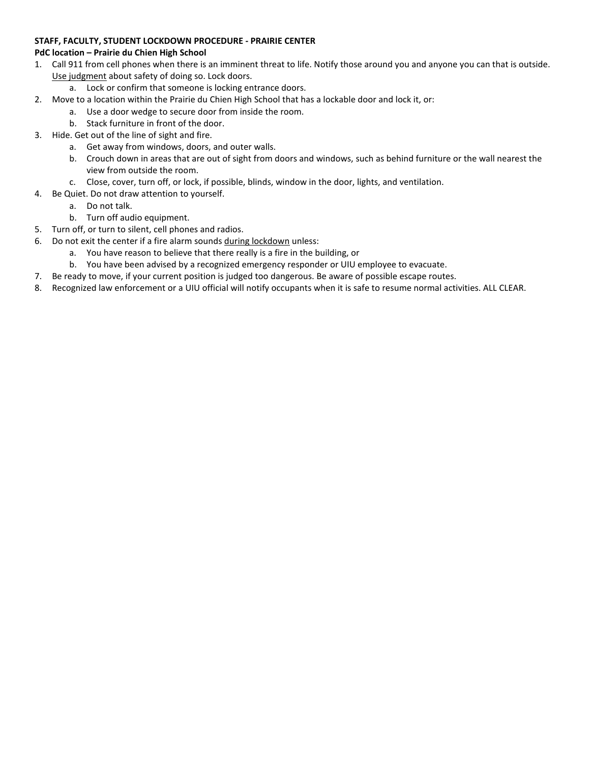**STAFF, FACULTY, STUDENT LOCKDOWN PROCEDURE - PRAIRIE CENTER**

**PdC location – Prairie du Chien High School**

1. Call 911 from cell phones when there is an imminent threat to life. Notify those around you and anyone you can that is outside. Use judgment about safety of doing so. Lock doors.
   a. Lock or confirm that someone is locking entrance doors.
2. Move to a location within the Prairie du Chien High School that has a lockable door and lock it, or:
   a. Use a door wedge to secure door from inside the room.
   b. Stack furniture in front of the door.
3. Hide. Get out of the line of sight and fire.
   a. Get away from windows, doors, and outer walls.
   b. Crouch down in areas that are out of sight from doors and windows, such as behind furniture or the wall nearest the view from outside the room.
   c. Close, cover, turn off, or lock, if possible, blinds, window in the door, lights, and ventilation.
4. Be Quiet. Do not draw attention to yourself.
   a. Do not talk.
   b. Turn off audio equipment.
5. Turn off, or turn to silent, cell phones and radios.
6. Do not exit the center if a fire alarm sounds during lockdown unless:
   a. You have reason to believe that there really is a fire in the building, or
   b. You have been advised by a recognized emergency responder or UIU employee to evacuate.
7. Be ready to move, if your current position is judged too dangerous. Be aware of possible escape routes.
8. Recognized law enforcement or a UIU official will notify occupants when it is safe to resume normal activities. ALL CLEAR.